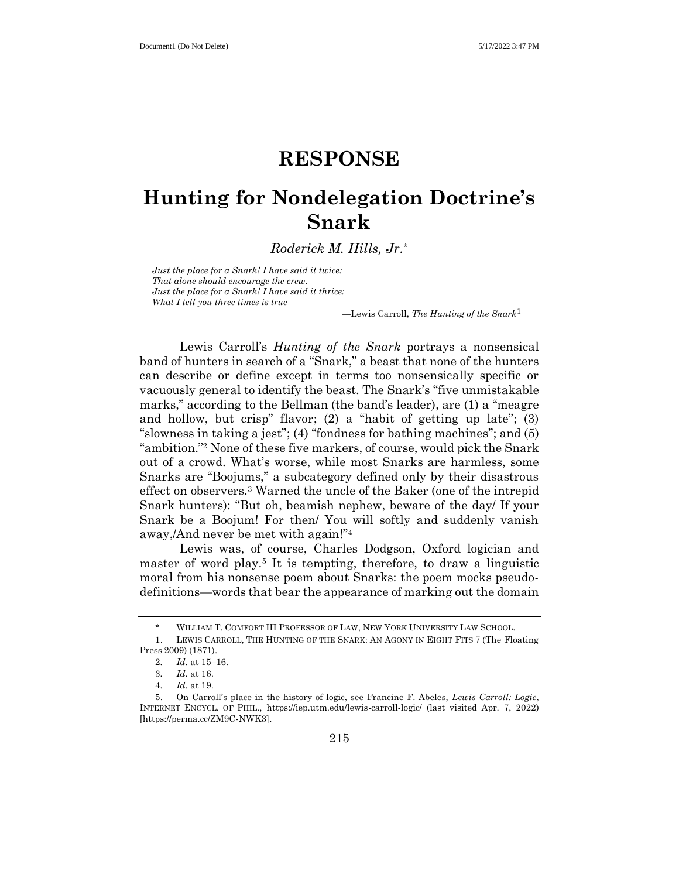# RESPONSE

# Hunting for Nondelegation Doctrine's Snark

*Roderick M. Hills, Jr.**

*Just the place for a Snark! I have said it twice:*
*That alone should encourage the crew.*
*Just the place for a Snark! I have said it thrice:*
*What I tell you three times is true*

—Lewis Carroll, *The Hunting of the Snark*[1]

Lewis Carroll's *Hunting of the Snark* portrays a nonsensical band of hunters in search of a "Snark," a beast that none of the hunters can describe or define except in terms too nonsensically specific or vacuously general to identify the beast. The Snark's "five unmistakable marks," according to the Bellman (the band's leader), are (1) a "meagre and hollow, but crisp" flavor; (2) a "habit of getting up late"; (3) "slowness in taking a jest"; (4) "fondness for bathing machines"; and (5) "ambition."[2] None of these five markers, of course, would pick the Snark out of a crowd. What's worse, while most Snarks are harmless, some Snarks are "Boojums," a subcategory defined only by their disastrous effect on observers.[3] Warned the uncle of the Baker (one of the intrepid Snark hunters): "But oh, beamish nephew, beware of the day/ If your Snark be a Boojum! For then/ You will softly and suddenly vanish away,/And never be met with again!"[4]

Lewis was, of course, Charles Dodgson, Oxford logician and master of word play.[5] It is tempting, therefore, to draw a linguistic moral from his nonsense poem about Snarks: the poem mocks pseudo-definitions—words that bear the appearance of marking out the domain

---

\* WILLIAM T. COMFORT III PROFESSOR OF LAW, NEW YORK UNIVERSITY LAW SCHOOL.

1. LEWIS CARROLL, THE HUNTING OF THE SNARK: AN AGONY IN EIGHT FITS 7 (The Floating Press 2009) (1871).

2. *Id.* at 15–16.

3. *Id.* at 16.

4. *Id.* at 19.

5. On Carroll's place in the history of logic, see Francine F. Abeles, *Lewis Carroll: Logic*, INTERNET ENCYCL. OF PHIL., https://iep.utm.edu/lewis-carroll-logic/ (last visited Apr. 7, 2022) [https://perma.cc/ZM9C-NWK3].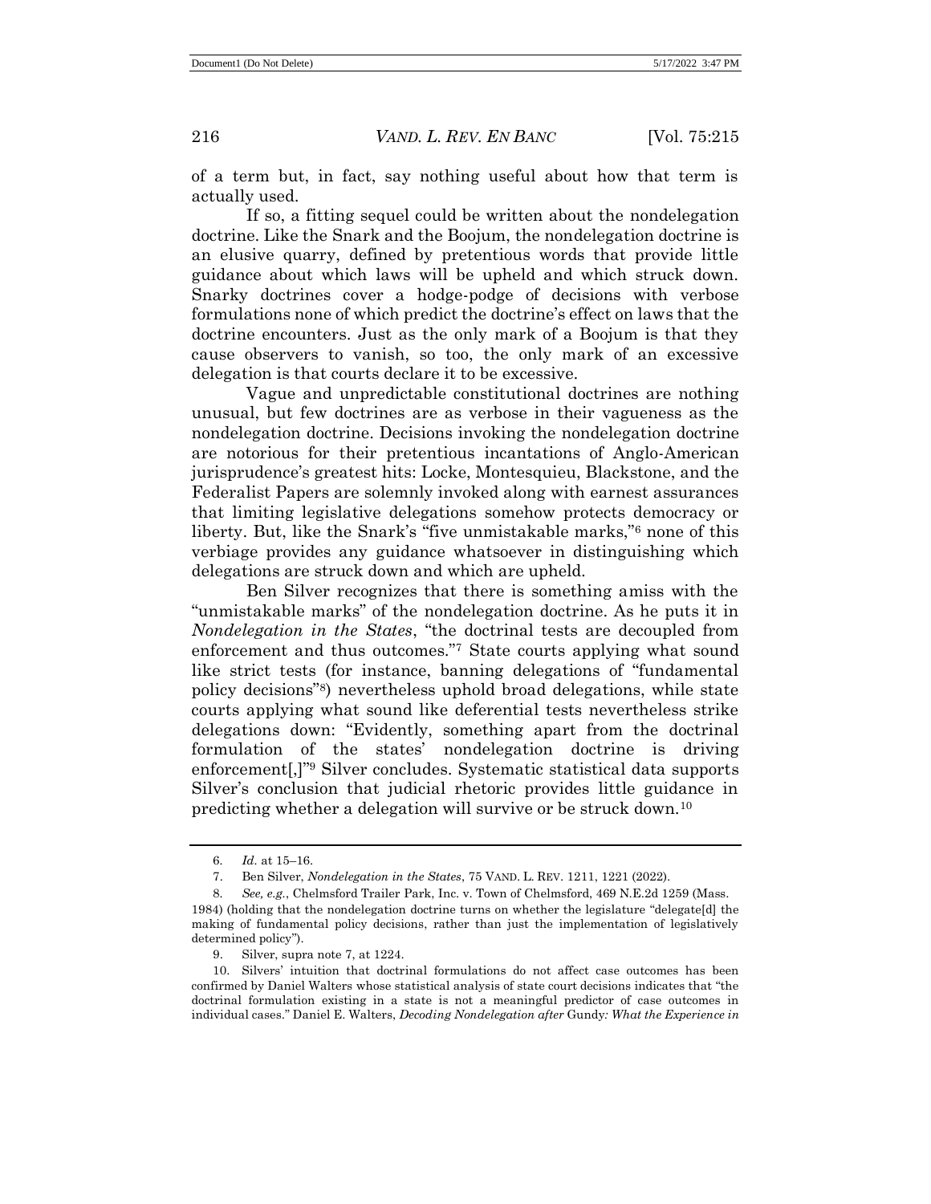of a term but, in fact, say nothing useful about how that term is actually used.

If so, a fitting sequel could be written about the nondelegation doctrine. Like the Snark and the Boojum, the nondelegation doctrine is an elusive quarry, defined by pretentious words that provide little guidance about which laws will be upheld and which struck down. Snarky doctrines cover a hodge-podge of decisions with verbose formulations none of which predict the doctrine's effect on laws that the doctrine encounters. Just as the only mark of a Boojum is that they cause observers to vanish, so too, the only mark of an excessive delegation is that courts declare it to be excessive.

Vague and unpredictable constitutional doctrines are nothing unusual, but few doctrines are as verbose in their vagueness as the nondelegation doctrine. Decisions invoking the nondelegation doctrine are notorious for their pretentious incantations of Anglo-American jurisprudence's greatest hits: Locke, Montesquieu, Blackstone, and the Federalist Papers are solemnly invoked along with earnest assurances that limiting legislative delegations somehow protects democracy or liberty. But, like the Snark's "five unmistakable marks,"[6] none of this verbiage provides any guidance whatsoever in distinguishing which delegations are struck down and which are upheld.

Ben Silver recognizes that there is something amiss with the "unmistakable marks" of the nondelegation doctrine. As he puts it in *Nondelegation in the States*, "the doctrinal tests are decoupled from enforcement and thus outcomes."[7] State courts applying what sound like strict tests (for instance, banning delegations of "fundamental policy decisions"[8]) nevertheless uphold broad delegations, while state courts applying what sound like deferential tests nevertheless strike delegations down: "Evidently, something apart from the doctrinal formulation of the states' nondelegation doctrine is driving enforcement[,]"[9] Silver concludes. Systematic statistical data supports Silver's conclusion that judicial rhetoric provides little guidance in predicting whether a delegation will survive or be struck down.[10]

---

6. *Id.* at 15–16.

7. Ben Silver, *Nondelegation in the States*, 75 VAND. L. REV. 1211, 1221 (2022).

8. *See, e.g.*, Chelmsford Trailer Park, Inc. v. Town of Chelmsford, 469 N.E.2d 1259 (Mass. 1984) (holding that the nondelegation doctrine turns on whether the legislature "delegate[d] the making of fundamental policy decisions, rather than just the implementation of legislatively determined policy").

9. Silver, supra note 7, at 1224.

10. Silvers' intuition that doctrinal formulations do not affect case outcomes has been confirmed by Daniel Walters whose statistical analysis of state court decisions indicates that "the doctrinal formulation existing in a state is not a meaningful predictor of case outcomes in individual cases." Daniel E. Walters, *Decoding Nondelegation after* Gundy*: What the Experience in*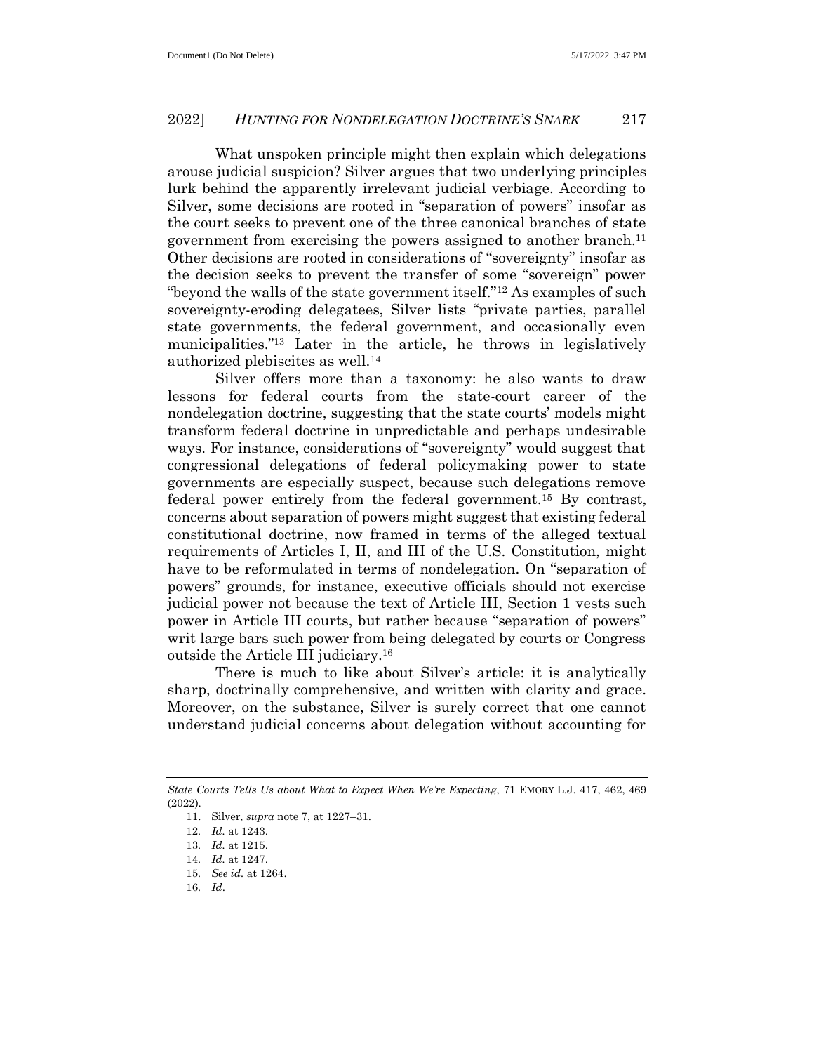What unspoken principle might then explain which delegations arouse judicial suspicion? Silver argues that two underlying principles lurk behind the apparently irrelevant judicial verbiage. According to Silver, some decisions are rooted in "separation of powers" insofar as the court seeks to prevent one of the three canonical branches of state government from exercising the powers assigned to another branch.[11] Other decisions are rooted in considerations of "sovereignty" insofar as the decision seeks to prevent the transfer of some "sovereign" power "beyond the walls of the state government itself."[12] As examples of such sovereignty-eroding delegatees, Silver lists "private parties, parallel state governments, the federal government, and occasionally even municipalities."[13] Later in the article, he throws in legislatively authorized plebiscites as well.[14]

Silver offers more than a taxonomy: he also wants to draw lessons for federal courts from the state-court career of the nondelegation doctrine, suggesting that the state courts' models might transform federal doctrine in unpredictable and perhaps undesirable ways. For instance, considerations of "sovereignty" would suggest that congressional delegations of federal policymaking power to state governments are especially suspect, because such delegations remove federal power entirely from the federal government.[15] By contrast, concerns about separation of powers might suggest that existing federal constitutional doctrine, now framed in terms of the alleged textual requirements of Articles I, II, and III of the U.S. Constitution, might have to be reformulated in terms of nondelegation. On "separation of powers" grounds, for instance, executive officials should not exercise judicial power not because the text of Article III, Section 1 vests such power in Article III courts, but rather because "separation of powers" writ large bars such power from being delegated by courts or Congress outside the Article III judiciary.[16]

There is much to like about Silver's article: it is analytically sharp, doctrinally comprehensive, and written with clarity and grace. Moreover, on the substance, Silver is surely correct that one cannot understand judicial concerns about delegation without accounting for

---

*State Courts Tells Us about What to Expect When We're Expecting*, 71 EMORY L.J. 417, 462, 469 (2022).

11. Silver, *supra* note 7, at 1227–31.

12. *Id.* at 1243.

13. *Id.* at 1215.

14. *Id.* at 1247.

15. *See id.* at 1264.

16. *Id*.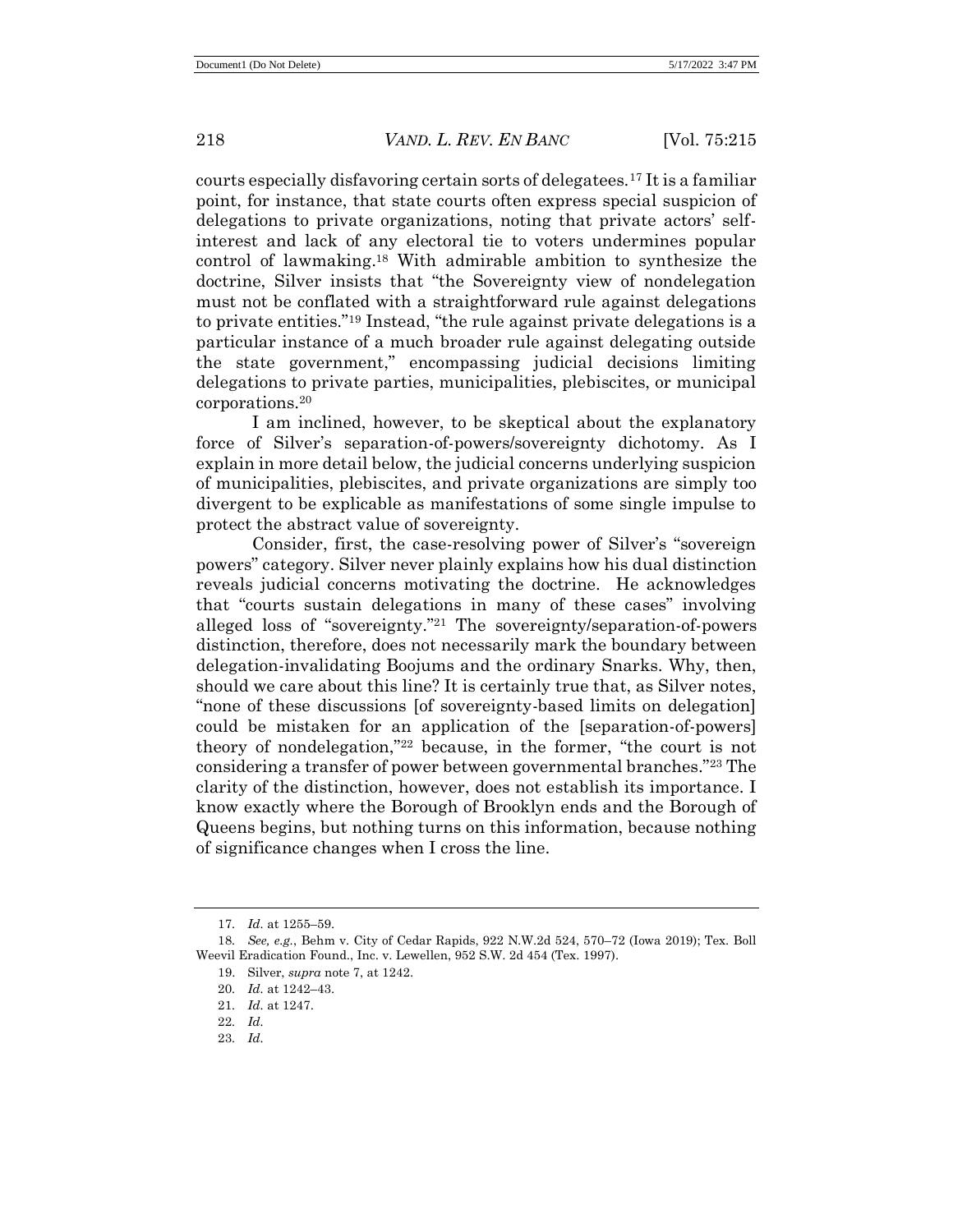courts especially disfavoring certain sorts of delegatees.[17] It is a familiar point, for instance, that state courts often express special suspicion of delegations to private organizations, noting that private actors' self-interest and lack of any electoral tie to voters undermines popular control of lawmaking.[18] With admirable ambition to synthesize the doctrine, Silver insists that "the Sovereignty view of nondelegation must not be conflated with a straightforward rule against delegations to private entities."[19] Instead, "the rule against private delegations is a particular instance of a much broader rule against delegating outside the state government," encompassing judicial decisions limiting delegations to private parties, municipalities, plebiscites, or municipal corporations.[20]

I am inclined, however, to be skeptical about the explanatory force of Silver's separation-of-powers/sovereignty dichotomy. As I explain in more detail below, the judicial concerns underlying suspicion of municipalities, plebiscites, and private organizations are simply too divergent to be explicable as manifestations of some single impulse to protect the abstract value of sovereignty.

Consider, first, the case-resolving power of Silver's "sovereign powers" category. Silver never plainly explains how his dual distinction reveals judicial concerns motivating the doctrine. He acknowledges that "courts sustain delegations in many of these cases" involving alleged loss of "sovereignty."[21] The sovereignty/separation-of-powers distinction, therefore, does not necessarily mark the boundary between delegation-invalidating Boojums and the ordinary Snarks. Why, then, should we care about this line? It is certainly true that, as Silver notes, "none of these discussions [of sovereignty-based limits on delegation] could be mistaken for an application of the [separation-of-powers] theory of nondelegation,"[22] because, in the former, "the court is not considering a transfer of power between governmental branches."[23] The clarity of the distinction, however, does not establish its importance. I know exactly where the Borough of Brooklyn ends and the Borough of Queens begins, but nothing turns on this information, because nothing of significance changes when I cross the line.

---

17. *Id.* at 1255–59.

18. *See, e.g.*, Behm v. City of Cedar Rapids, 922 N.W.2d 524, 570–72 (Iowa 2019); Tex. Boll Weevil Eradication Found., Inc. v. Lewellen, 952 S.W. 2d 454 (Tex. 1997).

19. Silver, *supra* note 7, at 1242.

20. *Id.* at 1242–43.

21. *Id.* at 1247.

22. *Id.*

23. *Id.*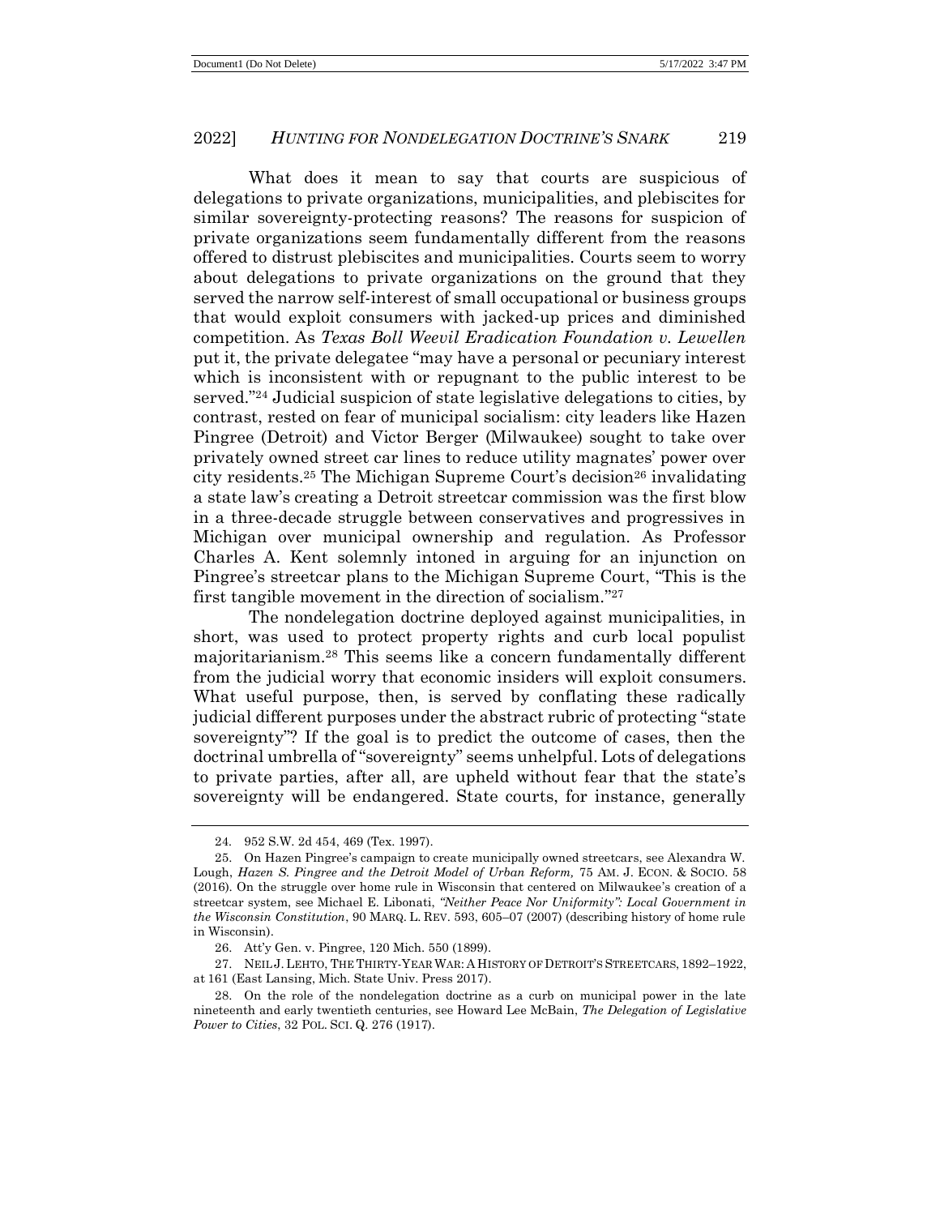What does it mean to say that courts are suspicious of delegations to private organizations, municipalities, and plebiscites for similar sovereignty-protecting reasons? The reasons for suspicion of private organizations seem fundamentally different from the reasons offered to distrust plebiscites and municipalities. Courts seem to worry about delegations to private organizations on the ground that they served the narrow self-interest of small occupational or business groups that would exploit consumers with jacked-up prices and diminished competition. As *Texas Boll Weevil Eradication Foundation v. Lewellen* put it, the private delegatee "may have a personal or pecuniary interest which is inconsistent with or repugnant to the public interest to be served."[24] Judicial suspicion of state legislative delegations to cities, by contrast, rested on fear of municipal socialism: city leaders like Hazen Pingree (Detroit) and Victor Berger (Milwaukee) sought to take over privately owned street car lines to reduce utility magnates' power over city residents.[25] The Michigan Supreme Court's decision[26] invalidating a state law's creating a Detroit streetcar commission was the first blow in a three-decade struggle between conservatives and progressives in Michigan over municipal ownership and regulation. As Professor Charles A. Kent solemnly intoned in arguing for an injunction on Pingree's streetcar plans to the Michigan Supreme Court, "This is the first tangible movement in the direction of socialism."[27]

The nondelegation doctrine deployed against municipalities, in short, was used to protect property rights and curb local populist majoritarianism.[28] This seems like a concern fundamentally different from the judicial worry that economic insiders will exploit consumers. What useful purpose, then, is served by conflating these radically judicial different purposes under the abstract rubric of protecting "state sovereignty"? If the goal is to predict the outcome of cases, then the doctrinal umbrella of "sovereignty" seems unhelpful. Lots of delegations to private parties, after all, are upheld without fear that the state's sovereignty will be endangered. State courts, for instance, generally

---

24. 952 S.W. 2d 454, 469 (Tex. 1997).

25. On Hazen Pingree's campaign to create municipally owned streetcars, see Alexandra W. Lough, *Hazen S. Pingree and the Detroit Model of Urban Reform,* 75 AM. J. ECON. & SOCIO. 58 (2016). On the struggle over home rule in Wisconsin that centered on Milwaukee's creation of a streetcar system, see Michael E. Libonati, *"Neither Peace Nor Uniformity": Local Government in the Wisconsin Constitution*, 90 MARQ. L. REV. 593, 605–07 (2007) (describing history of home rule in Wisconsin).

26. Att'y Gen. v. Pingree, 120 Mich. 550 (1899).

27. NEIL J. LEHTO, THE THIRTY-YEAR WAR: A HISTORY OF DETROIT'S STREETCARS, 1892–1922, at 161 (East Lansing, Mich. State Univ. Press 2017).

28. On the role of the nondelegation doctrine as a curb on municipal power in the late nineteenth and early twentieth centuries, see Howard Lee McBain, *The Delegation of Legislative Power to Cities*, 32 POL. SCI. Q. 276 (1917).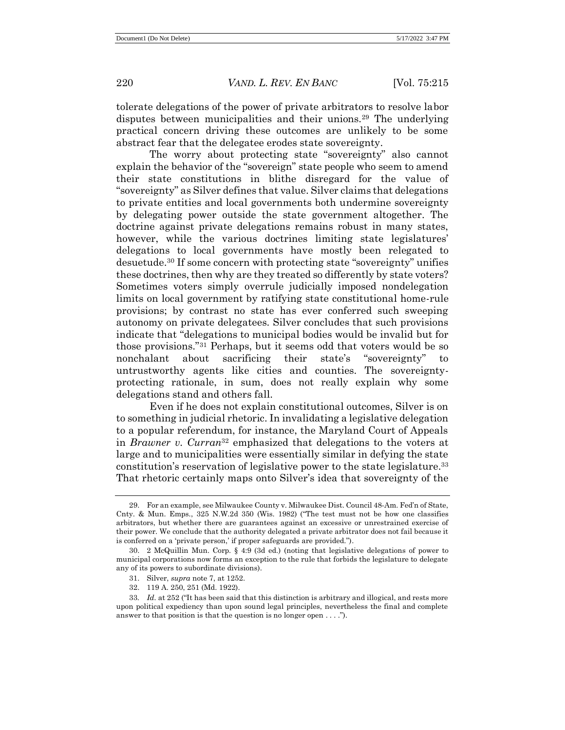tolerate delegations of the power of private arbitrators to resolve labor disputes between municipalities and their unions.[29] The underlying practical concern driving these outcomes are unlikely to be some abstract fear that the delegatee erodes state sovereignty.

The worry about protecting state "sovereignty" also cannot explain the behavior of the "sovereign" state people who seem to amend their state constitutions in blithe disregard for the value of "sovereignty" as Silver defines that value. Silver claims that delegations to private entities and local governments both undermine sovereignty by delegating power outside the state government altogether. The doctrine against private delegations remains robust in many states, however, while the various doctrines limiting state legislatures' delegations to local governments have mostly been relegated to desuetude.[30] If some concern with protecting state "sovereignty" unifies these doctrines, then why are they treated so differently by state voters? Sometimes voters simply overrule judicially imposed nondelegation limits on local government by ratifying state constitutional home-rule provisions; by contrast no state has ever conferred such sweeping autonomy on private delegatees. Silver concludes that such provisions indicate that "delegations to municipal bodies would be invalid but for those provisions."[31] Perhaps, but it seems odd that voters would be so nonchalant about sacrificing their state's "sovereignty" to untrustworthy agents like cities and counties. The sovereignty-protecting rationale, in sum, does not really explain why some delegations stand and others fall.

Even if he does not explain constitutional outcomes, Silver is on to something in judicial rhetoric. In invalidating a legislative delegation to a popular referendum, for instance, the Maryland Court of Appeals in *Brawner v. Curran*[32] emphasized that delegations to the voters at large and to municipalities were essentially similar in defying the state constitution's reservation of legislative power to the state legislature.[33] That rhetoric certainly maps onto Silver's idea that sovereignty of the

---

29. For an example, see Milwaukee County v. Milwaukee Dist. Council 48-Am. Fed'n of State, Cnty. & Mun. Emps., 325 N.W.2d 350 (Wis. 1982) ("The test must not be how one classifies arbitrators, but whether there are guarantees against an excessive or unrestrained exercise of their power. We conclude that the authority delegated a private arbitrator does not fail because it is conferred on a 'private person,' if proper safeguards are provided.").

30. 2 McQuillin Mun. Corp. § 4:9 (3d ed.) (noting that legislative delegations of power to municipal corporations now forms an exception to the rule that forbids the legislature to delegate any of its powers to subordinate divisions).

31. Silver, *supra* note 7, at 1252.

32. 119 A. 250, 251 (Md. 1922).

33. *Id.* at 252 ("It has been said that this distinction is arbitrary and illogical, and rests more upon political expediency than upon sound legal principles, nevertheless the final and complete answer to that position is that the question is no longer open . . . .").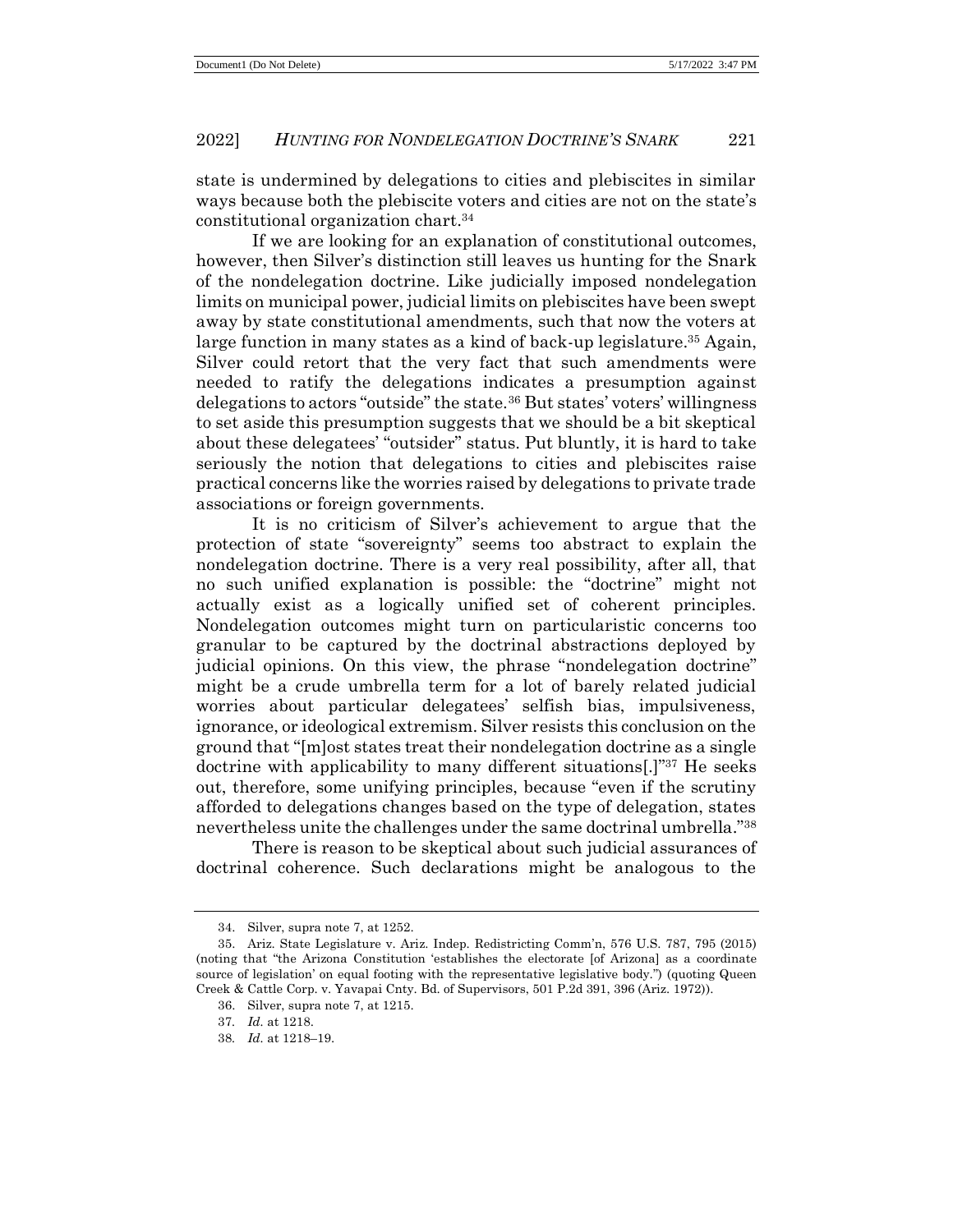state is undermined by delegations to cities and plebiscites in similar ways because both the plebiscite voters and cities are not on the state's constitutional organization chart.[34]

If we are looking for an explanation of constitutional outcomes, however, then Silver's distinction still leaves us hunting for the Snark of the nondelegation doctrine. Like judicially imposed nondelegation limits on municipal power, judicial limits on plebiscites have been swept away by state constitutional amendments, such that now the voters at large function in many states as a kind of back-up legislature.[35] Again, Silver could retort that the very fact that such amendments were needed to ratify the delegations indicates a presumption against delegations to actors "outside" the state.[36] But states' voters' willingness to set aside this presumption suggests that we should be a bit skeptical about these delegatees' "outsider" status. Put bluntly, it is hard to take seriously the notion that delegations to cities and plebiscites raise practical concerns like the worries raised by delegations to private trade associations or foreign governments.

It is no criticism of Silver's achievement to argue that the protection of state "sovereignty" seems too abstract to explain the nondelegation doctrine. There is a very real possibility, after all, that no such unified explanation is possible: the "doctrine" might not actually exist as a logically unified set of coherent principles. Nondelegation outcomes might turn on particularistic concerns too granular to be captured by the doctrinal abstractions deployed by judicial opinions. On this view, the phrase "nondelegation doctrine" might be a crude umbrella term for a lot of barely related judicial worries about particular delegatees' selfish bias, impulsiveness, ignorance, or ideological extremism. Silver resists this conclusion on the ground that "[m]ost states treat their nondelegation doctrine as a single doctrine with applicability to many different situations[.]"[37] He seeks out, therefore, some unifying principles, because "even if the scrutiny afforded to delegations changes based on the type of delegation, states nevertheless unite the challenges under the same doctrinal umbrella."[38]

There is reason to be skeptical about such judicial assurances of doctrinal coherence. Such declarations might be analogous to the

---

34. Silver, supra note 7, at 1252.

35. Ariz. State Legislature v. Ariz. Indep. Redistricting Comm'n, 576 U.S. 787, 795 (2015) (noting that "the Arizona Constitution 'establishes the electorate [of Arizona] as a coordinate source of legislation' on equal footing with the representative legislative body.") (quoting Queen Creek & Cattle Corp. v. Yavapai Cnty. Bd. of Supervisors, 501 P.2d 391, 396 (Ariz. 1972)).

36. Silver, supra note 7, at 1215.

37. *Id.* at 1218.

38. *Id.* at 1218–19.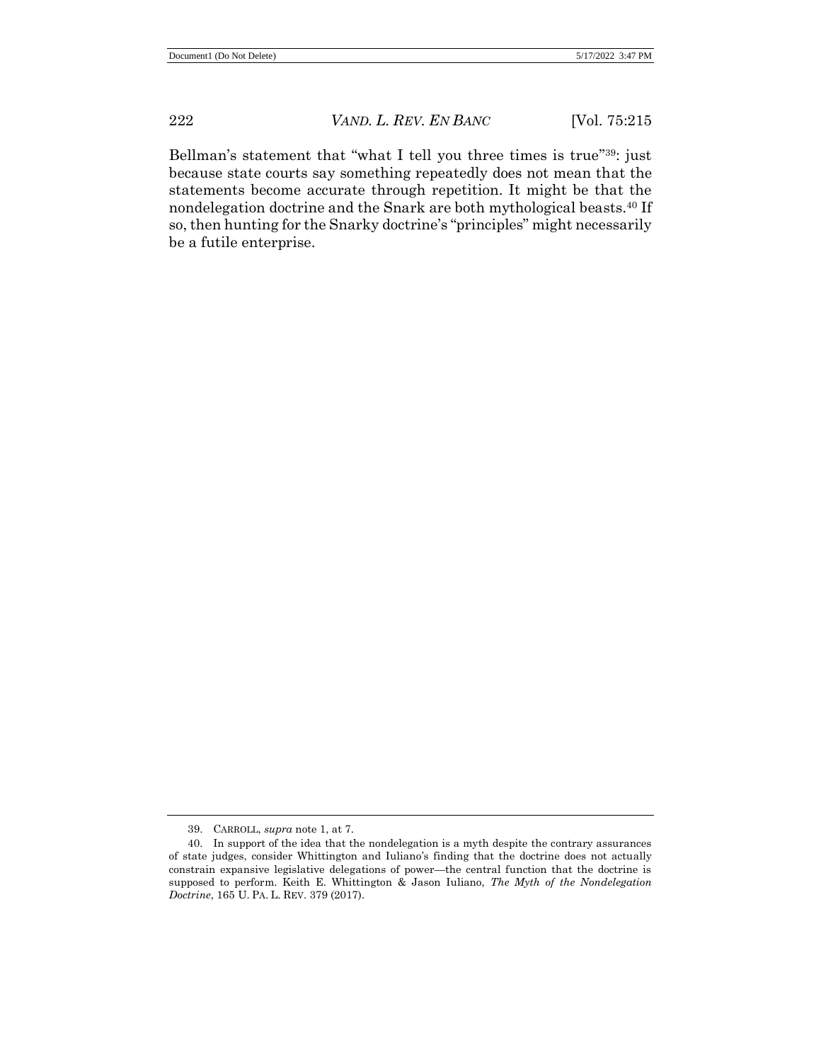Bellman's statement that "what I tell you three times is true"[39]: just because state courts say something repeatedly does not mean that the statements become accurate through repetition. It might be that the nondelegation doctrine and the Snark are both mythological beasts.[40] If so, then hunting for the Snarky doctrine's "principles" might necessarily be a futile enterprise.

---

39. CARROLL, *supra* note 1, at 7.

40. In support of the idea that the nondelegation is a myth despite the contrary assurances of state judges, consider Whittington and Iuliano's finding that the doctrine does not actually constrain expansive legislative delegations of power—the central function that the doctrine is supposed to perform. Keith E. Whittington & Jason Iuliano, *The Myth of the Nondelegation Doctrine*, 165 U. PA. L. REV. 379 (2017).